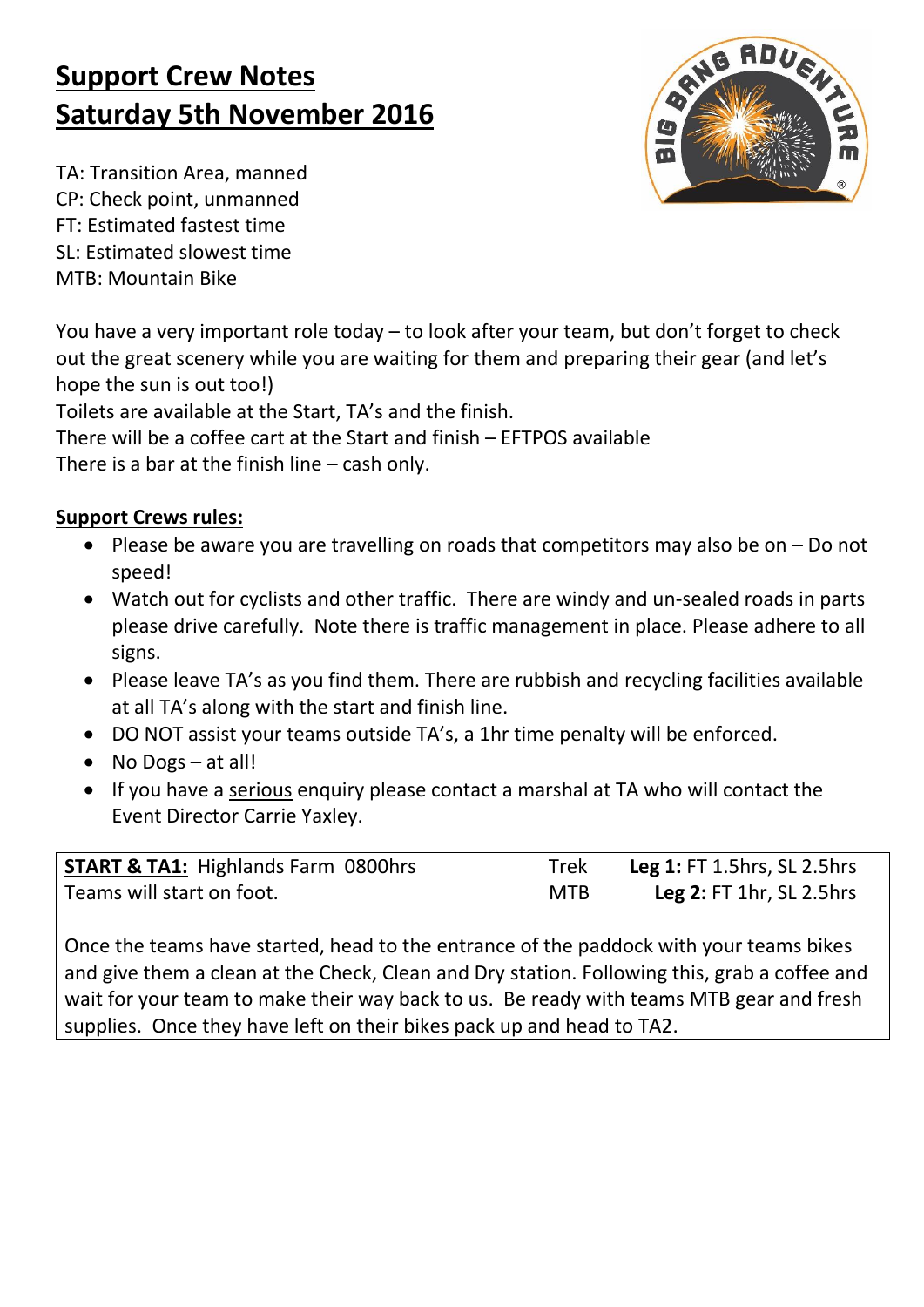# Support Crew Notes
# Saturday 5th November 2016

TA: Transition Area, manned
CP: Check point, unmanned
FT: Estimated fastest time
SL: Estimated slowest time
MTB: Mountain Bike

You have a very important role today – to look after your team, but don't forget to check out the great scenery while you are waiting for them and preparing their gear (and let's hope the sun is out too!)
Toilets are available at the Start, TA's and the finish.
There will be a coffee cart at the Start and finish – EFTPOS available
There is a bar at the finish line – cash only.

## Support Crews rules:

- Please be aware you are travelling on roads that competitors may also be on – Do not speed!
- Watch out for cyclists and other traffic. There are windy and un-sealed roads in parts please drive carefully. Note there is traffic management in place. Please adhere to all signs.
- Please leave TA's as you find them. There are rubbish and recycling facilities available at all TA's along with the start and finish line.
- DO NOT assist your teams outside TA's, a 1hr time penalty will be enforced.
- No Dogs – at all!
- If you have a serious enquiry please contact a marshal at TA who will contact the Event Director Carrie Yaxley.

| **START & TA1:** Highlands Farm 0800hrs | Trek | **Leg 1:** FT 1.5hrs, SL 2.5hrs |
|---|---|---|
| Teams will start on foot. | MTB | **Leg 2:** FT 1hr, SL 2.5hrs |

Once the teams have started, head to the entrance of the paddock with your teams bikes and give them a clean at the Check, Clean and Dry station. Following this, grab a coffee and wait for your team to make their way back to us. Be ready with teams MTB gear and fresh supplies. Once they have left on their bikes pack up and head to TA2.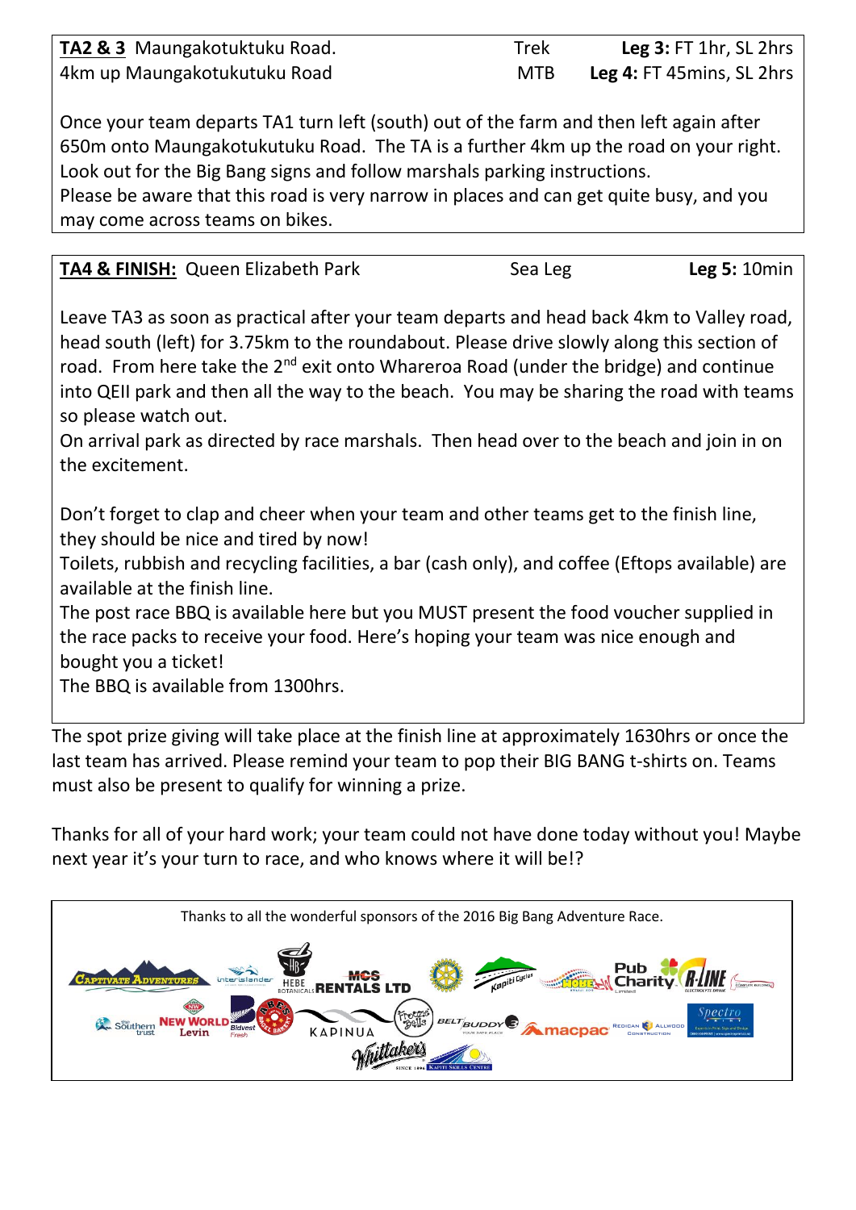**TA2 & 3** Maungakotuktuku Road. Trek **Leg 3:** FT 1hr, SL 2hrs
4km up Maungakotukutuku Road MTB **Leg 4:** FT 45mins, SL 2hrs

Once your team departs TA1 turn left (south) out of the farm and then left again after 650m onto Maungakotukutuku Road. The TA is a further 4km up the road on your right. Look out for the Big Bang signs and follow marshals parking instructions.
Please be aware that this road is very narrow in places and can get quite busy, and you may come across teams on bikes.

**TA4 & FINISH:** Queen Elizabeth Park Sea Leg **Leg 5:** 10min

Leave TA3 as soon as practical after your team departs and head back 4km to Valley road, head south (left) for 3.75km to the roundabout. Please drive slowly along this section of road. From here take the 2nd exit onto Whareroa Road (under the bridge) and continue into QEII park and then all the way to the beach. You may be sharing the road with teams so please watch out.
On arrival park as directed by race marshals. Then head over to the beach and join in on the excitement.

Don't forget to clap and cheer when your team and other teams get to the finish line, they should be nice and tired by now!
Toilets, rubbish and recycling facilities, a bar (cash only), and coffee (Eftops available) are available at the finish line.
The post race BBQ is available here but you MUST present the food voucher supplied in the race packs to receive your food. Here's hoping your team was nice enough and bought you a ticket!
The BBQ is available from 1300hrs.

The spot prize giving will take place at the finish line at approximately 1630hrs or once the last team has arrived. Please remind your team to pop their BIG BANG t-shirts on. Teams must also be present to qualify for winning a prize.

Thanks for all of your hard work; your team could not have done today without you! Maybe next year it's your turn to race, and who knows where it will be!?

Thanks to all the wonderful sponsors of the 2016 Big Bang Adventure Race.

Captivate Adventures · Interislander · Hebe Botanicals · MCS Rentals Ltd · Kapiti Cycles · Pub Charity · R-Line · Southern Trust · New World Levin · Bidvest · Kapinua · Freeze Balls · Beltbuddy · Macpac · Redican Allwood Construction · Spectro · Whittaker's · Kapiti Skills Centre